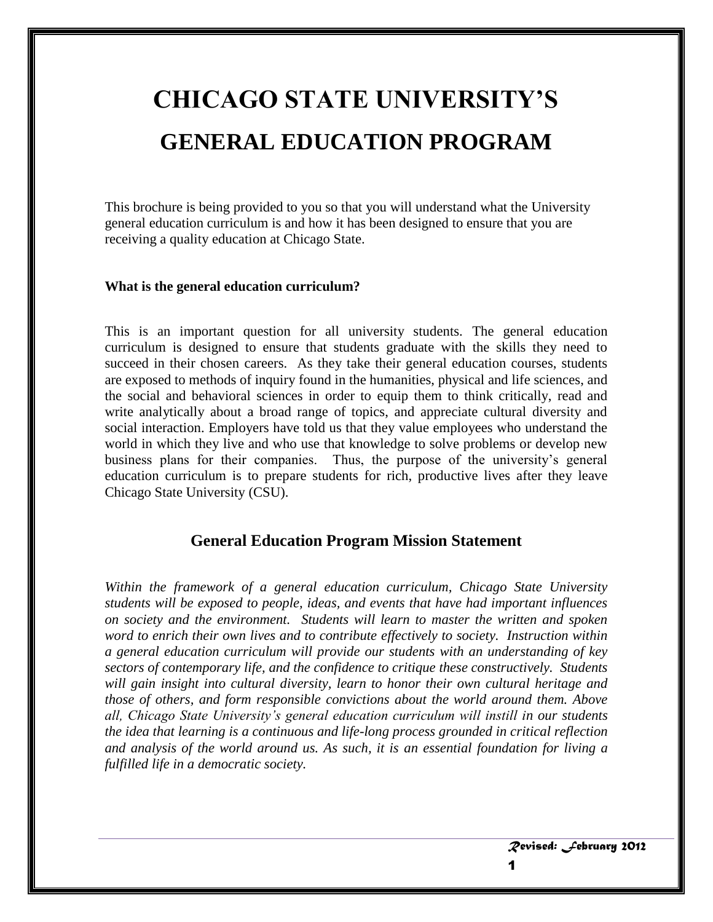# CHICAGO STATE UNIVERSITY'S

# GENERAL EDUCATION PROGRAM

This brochure is being provided to you so that you will understand what the University general education curriculum is and how it has been designed to ensure that you are receiving a quality education at Chicago State.

**What is the general education curriculum?**

This is an important question for all university students. The general education curriculum is designed to ensure that students graduate with the skills they need to succeed in their chosen careers. As they take their general education courses, students are exposed to methods of inquiry found in the humanities, physical and life sciences, and the social and behavioral sciences in order to equip them to think critically, read and write analytically about a broad range of topics, and appreciate cultural diversity and social interaction. Employers have told us that they value employees who understand the world in which they live and who use that knowledge to solve problems or develop new business plans for their companies. Thus, the purpose of the university's general education curriculum is to prepare students for rich, productive lives after they leave Chicago State University (CSU).

## General Education Program Mission Statement

*Within the framework of a general education curriculum, Chicago State University students will be exposed to people, ideas, and events that have had important influences on society and the environment. Students will learn to master the written and spoken word to enrich their own lives and to contribute effectively to society. Instruction within a general education curriculum will provide our students with an understanding of key sectors of contemporary life, and the confidence to critique these constructively. Students will gain insight into cultural diversity, learn to honor their own cultural heritage and those of others, and form responsible convictions about the world around them. Above all, Chicago State University's general education curriculum will instill in our students the idea that learning is a continuous and life-long process grounded in critical reflection and analysis of the world around us. As such, it is an essential foundation for living a fulfilled life in a democratic society.*

*Revised: February 2012*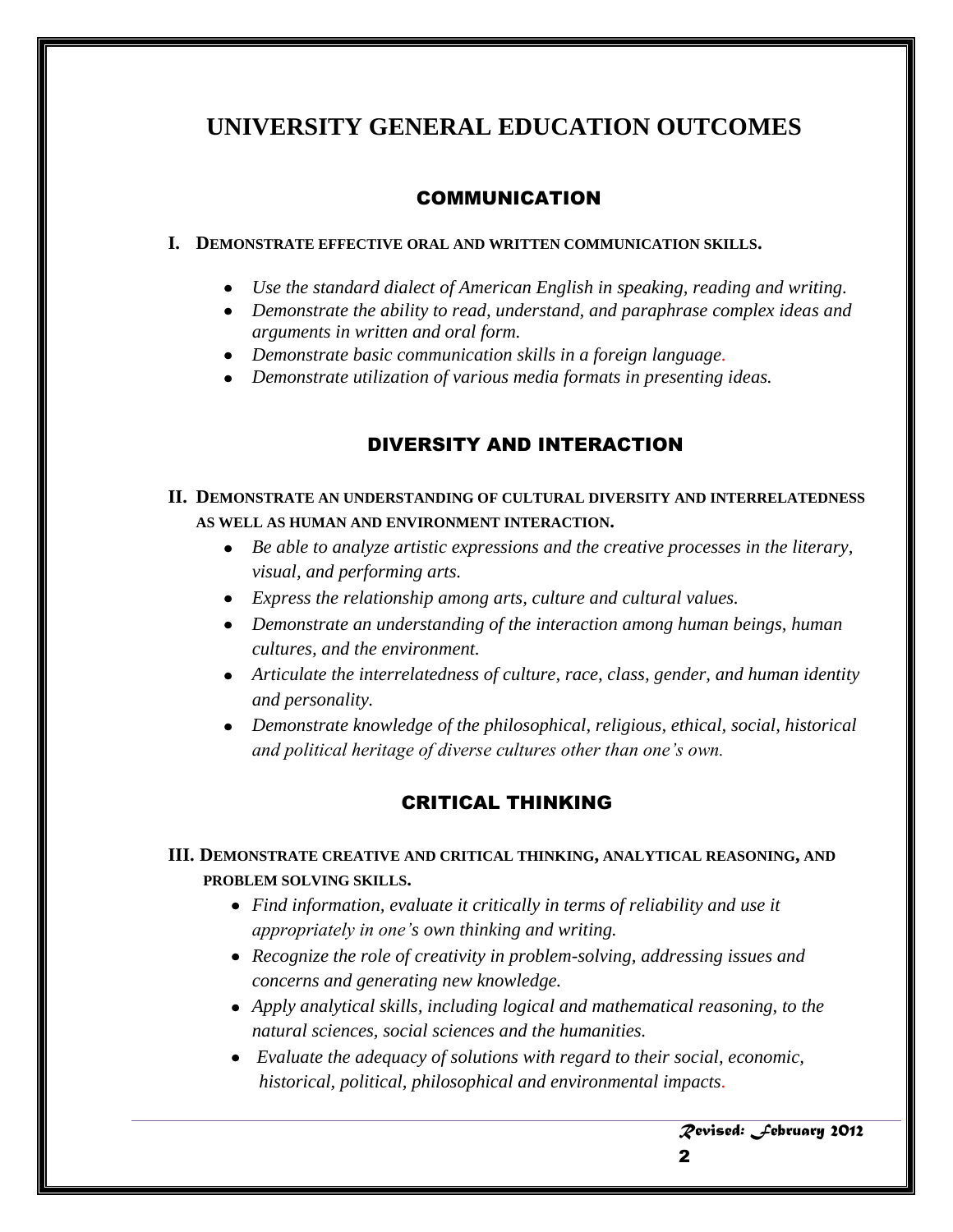# UNIVERSITY GENERAL EDUCATION OUTCOMES

## COMMUNICATION

**I. DEMONSTRATE EFFECTIVE ORAL AND WRITTEN COMMUNICATION SKILLS.**

- *Use the standard dialect of American English in speaking, reading and writing.*
- *Demonstrate the ability to read, understand, and paraphrase complex ideas and arguments in written and oral form.*
- *Demonstrate basic communication skills in a foreign language.*
- *Demonstrate utilization of various media formats in presenting ideas.*

## DIVERSITY AND INTERACTION

**II. DEMONSTRATE AN UNDERSTANDING OF CULTURAL DIVERSITY AND INTERRELATEDNESS AS WELL AS HUMAN AND ENVIRONMENT INTERACTION.**

- *Be able to analyze artistic expressions and the creative processes in the literary, visual, and performing arts.*
- *Express the relationship among arts, culture and cultural values.*
- *Demonstrate an understanding of the interaction among human beings, human cultures, and the environment.*
- *Articulate the interrelatedness of culture, race, class, gender, and human identity and personality.*
- *Demonstrate knowledge of the philosophical, religious, ethical, social, historical and political heritage of diverse cultures other than one's own.*

## CRITICAL THINKING

**III. DEMONSTRATE CREATIVE AND CRITICAL THINKING, ANALYTICAL REASONING, AND PROBLEM SOLVING SKILLS.**

- *Find information, evaluate it critically in terms of reliability and use it appropriately in one's own thinking and writing.*
- *Recognize the role of creativity in problem-solving, addressing issues and concerns and generating new knowledge.*
- *Apply analytical skills, including logical and mathematical reasoning, to the natural sciences, social sciences and the humanities.*
- *Evaluate the adequacy of solutions with regard to their social, economic, historical, political, philosophical and environmental impacts.*

*Revised: February 2012*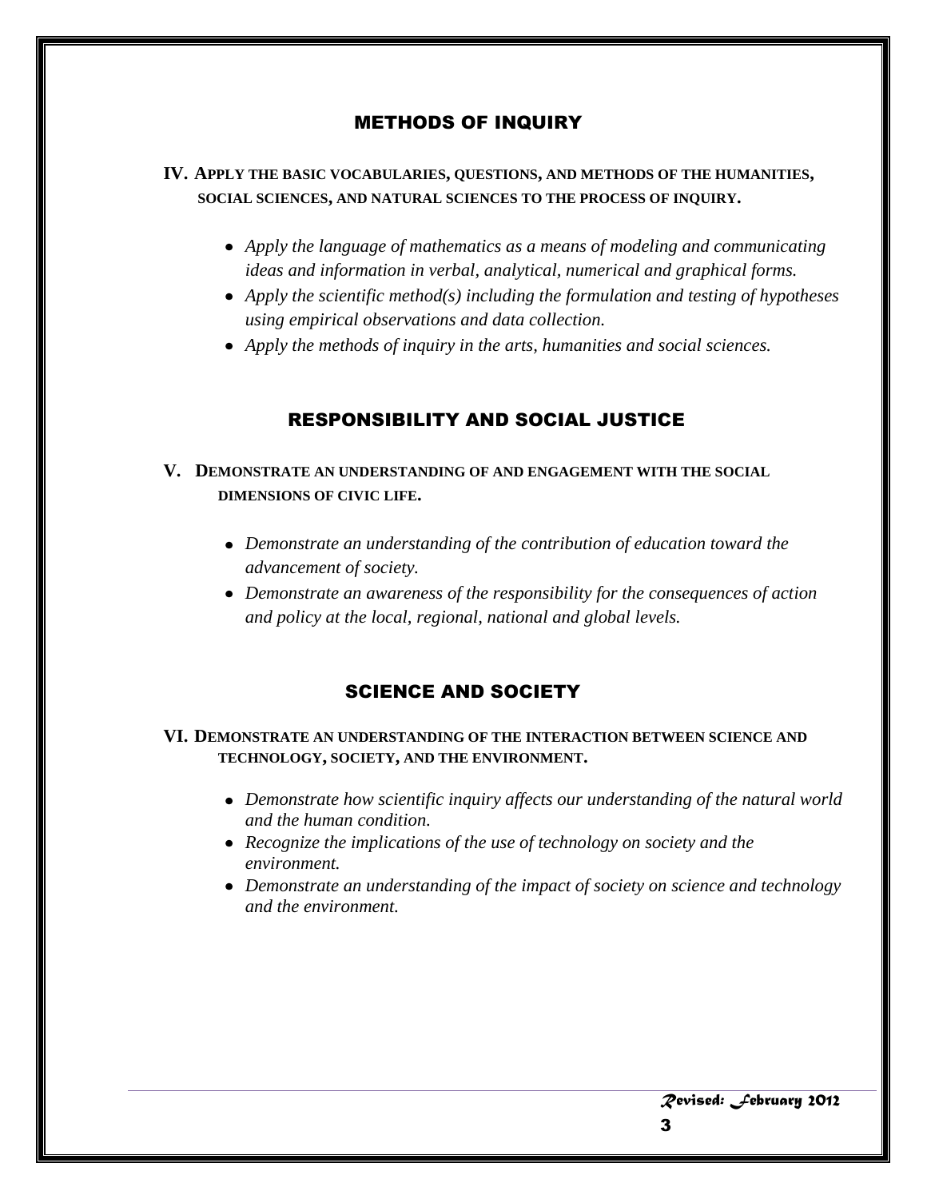## METHODS OF INQUIRY

**IV. APPLY THE BASIC VOCABULARIES, QUESTIONS, AND METHODS OF THE HUMANITIES, SOCIAL SCIENCES, AND NATURAL SCIENCES TO THE PROCESS OF INQUIRY.**

- *Apply the language of mathematics as a means of modeling and communicating ideas and information in verbal, analytical, numerical and graphical forms.*
- *Apply the scientific method(s) including the formulation and testing of hypotheses using empirical observations and data collection.*
- *Apply the methods of inquiry in the arts, humanities and social sciences.*

## RESPONSIBILITY AND SOCIAL JUSTICE

**V. DEMONSTRATE AN UNDERSTANDING OF AND ENGAGEMENT WITH THE SOCIAL DIMENSIONS OF CIVIC LIFE.**

- *Demonstrate an understanding of the contribution of education toward the advancement of society.*
- *Demonstrate an awareness of the responsibility for the consequences of action and policy at the local, regional, national and global levels.*

## SCIENCE AND SOCIETY

**VI. DEMONSTRATE AN UNDERSTANDING OF THE INTERACTION BETWEEN SCIENCE AND TECHNOLOGY, SOCIETY, AND THE ENVIRONMENT.**

- *Demonstrate how scientific inquiry affects our understanding of the natural world and the human condition.*
- *Recognize the implications of the use of technology on society and the environment.*
- *Demonstrate an understanding of the impact of society on science and technology and the environment.*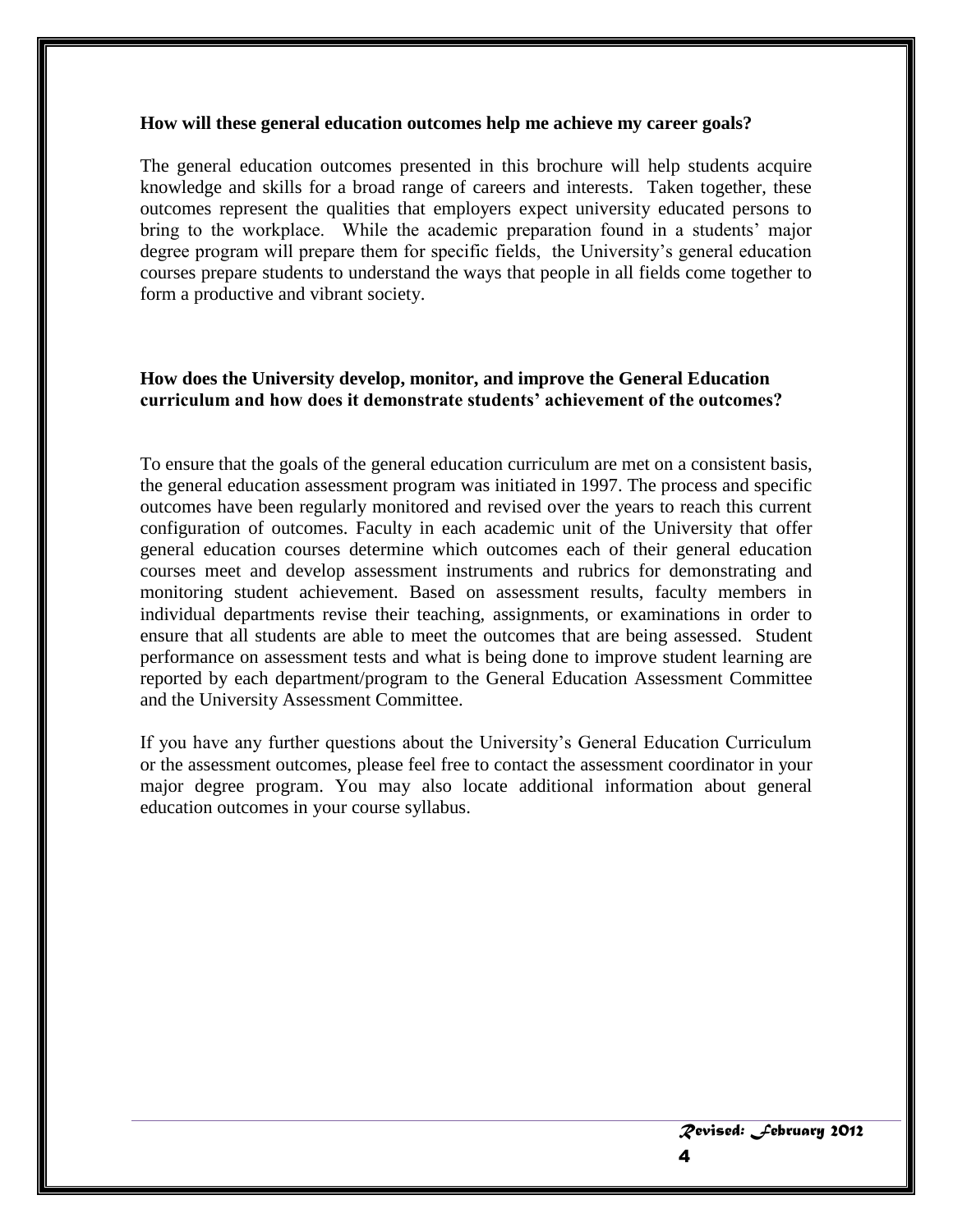**How will these general education outcomes help me achieve my career goals?**

The general education outcomes presented in this brochure will help students acquire knowledge and skills for a broad range of careers and interests. Taken together, these outcomes represent the qualities that employers expect university educated persons to bring to the workplace. While the academic preparation found in a students' major degree program will prepare them for specific fields, the University's general education courses prepare students to understand the ways that people in all fields come together to form a productive and vibrant society.

**How does the University develop, monitor, and improve the General Education curriculum and how does it demonstrate students' achievement of the outcomes?**

To ensure that the goals of the general education curriculum are met on a consistent basis, the general education assessment program was initiated in 1997. The process and specific outcomes have been regularly monitored and revised over the years to reach this current configuration of outcomes. Faculty in each academic unit of the University that offer general education courses determine which outcomes each of their general education courses meet and develop assessment instruments and rubrics for demonstrating and monitoring student achievement. Based on assessment results, faculty members in individual departments revise their teaching, assignments, or examinations in order to ensure that all students are able to meet the outcomes that are being assessed. Student performance on assessment tests and what is being done to improve student learning are reported by each department/program to the General Education Assessment Committee and the University Assessment Committee.

If you have any further questions about the University's General Education Curriculum or the assessment outcomes, please feel free to contact the assessment coordinator in your major degree program. You may also locate additional information about general education outcomes in your course syllabus.

*Revised: February 2012*